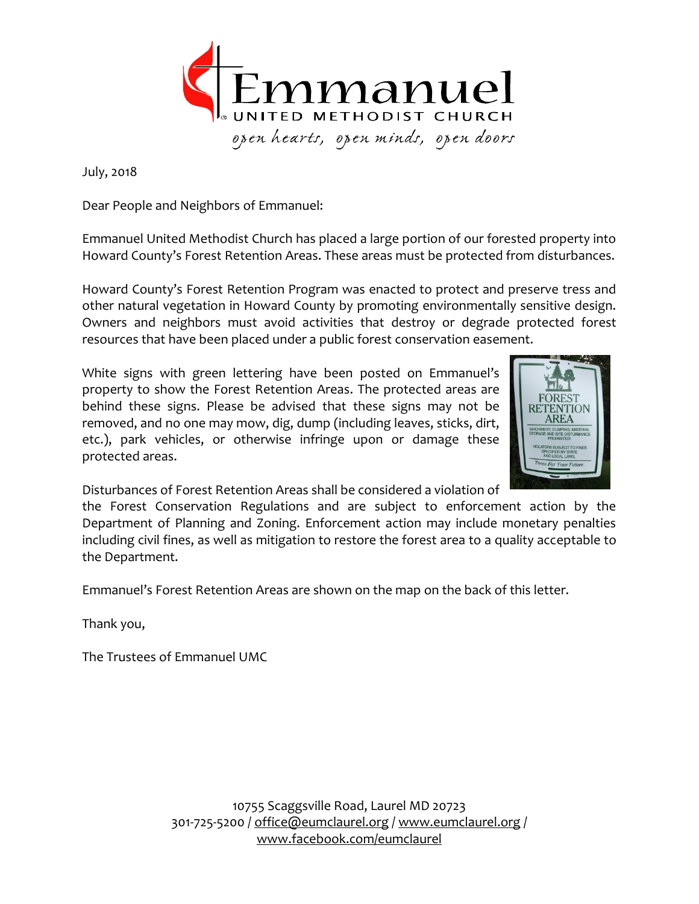# Emmanuel

UNITED METHODIST CHURCH

*open hearts, open minds, open doors*

July, 2018

Dear People and Neighbors of Emmanuel:

Emmanuel United Methodist Church has placed a large portion of our forested property into Howard County's Forest Retention Areas. These areas must be protected from disturbances.

Howard County's Forest Retention Program was enacted to protect and preserve tress and other natural vegetation in Howard County by promoting environmentally sensitive design. Owners and neighbors must avoid activities that destroy or degrade protected forest resources that have been placed under a public forest conservation easement.

White signs with green lettering have been posted on Emmanuel's property to show the Forest Retention Areas. The protected areas are behind these signs. Please be advised that these signs may not be removed, and no one may mow, dig, dump (including leaves, sticks, dirt, etc.), park vehicles, or otherwise infringe upon or damage these protected areas.

Disturbances of Forest Retention Areas shall be considered a violation of the Forest Conservation Regulations and are subject to enforcement action by the Department of Planning and Zoning. Enforcement action may include monetary penalties including civil fines, as well as mitigation to restore the forest area to a quality acceptable to the Department.

Emmanuel's Forest Retention Areas are shown on the map on the back of this letter.

Thank you,

The Trustees of Emmanuel UMC

10755 Scaggsville Road, Laurel MD 20723
301-725-5200 / office@eumclaurel.org / www.eumclaurel.org / www.facebook.com/eumclaurel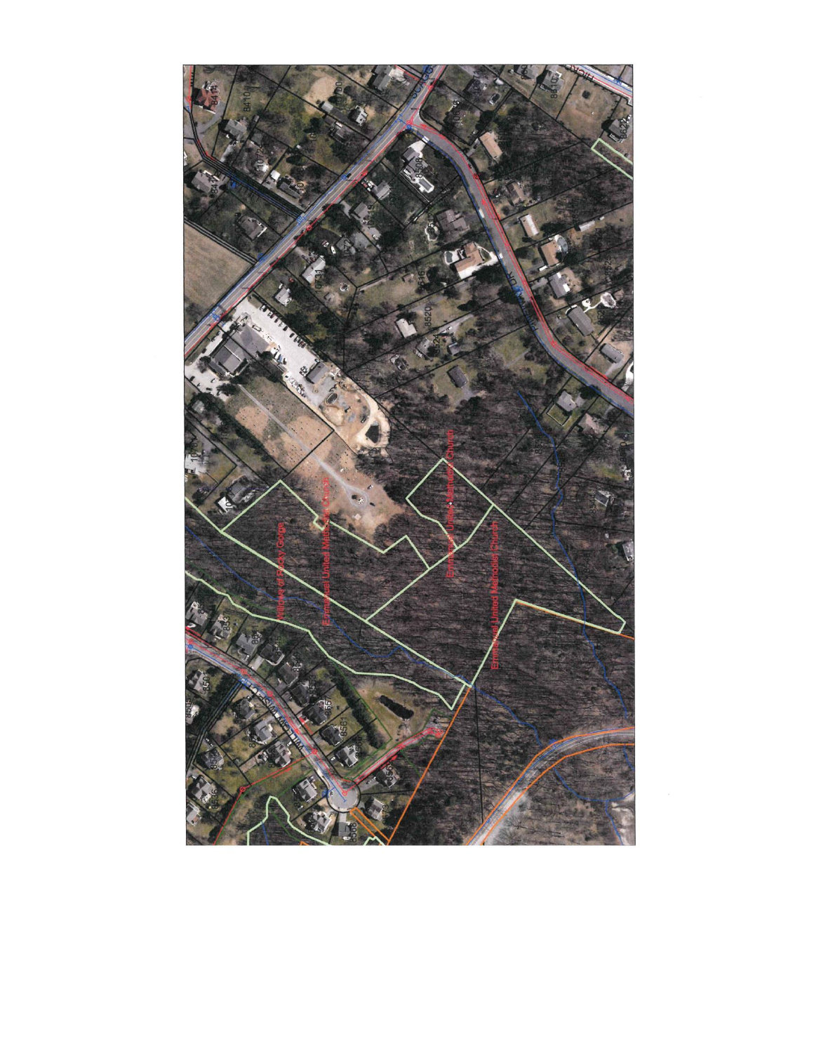Willows at Rocky Gorge

Emmanuel United Methodist Church

Emmanuel United Methodist Church

Emmanuel United Methodist Church